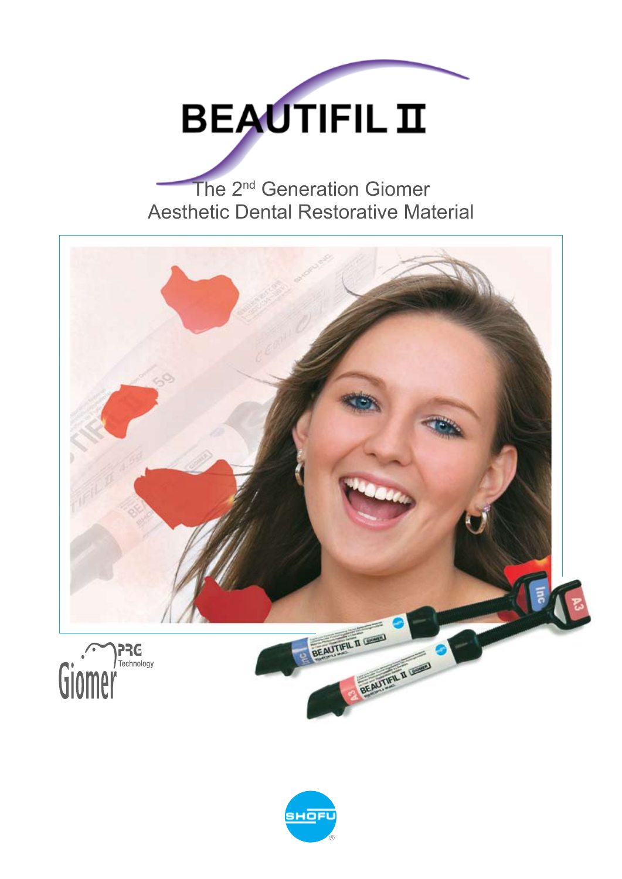# BEAUTIFIL II

The 2nd Generation Giomer
Aesthetic Dental Restorative Material

PRG Technology
Giomer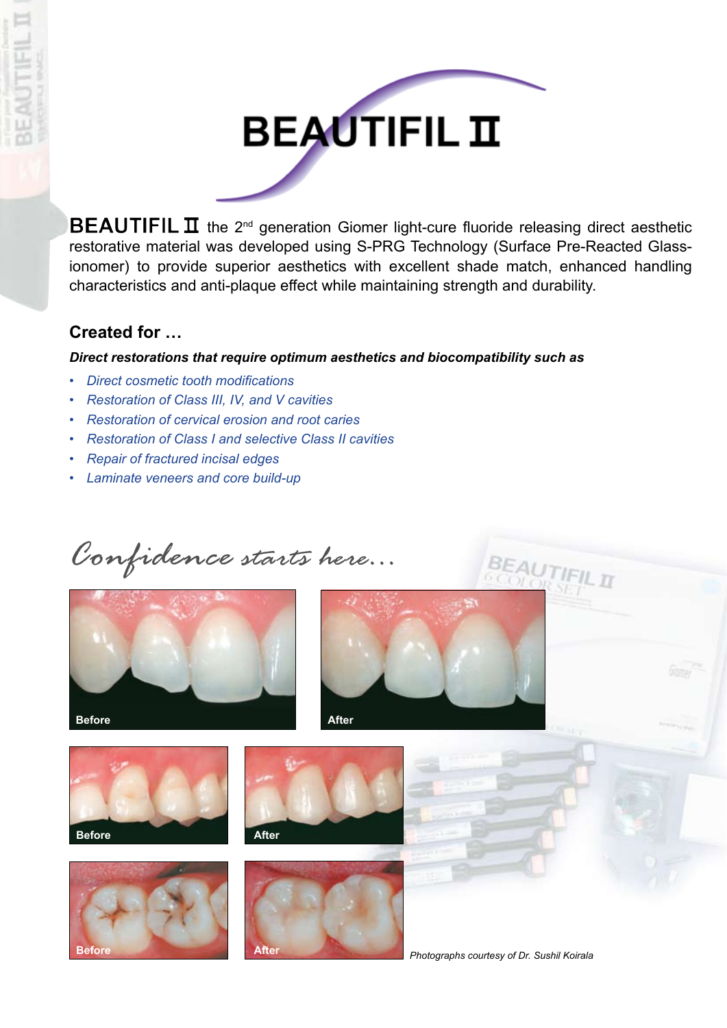# BEAUTIFIL II

**BEAUTIFIL II** the 2nd generation Giomer light-cure fluoride releasing direct aesthetic restorative material was developed using S-PRG Technology (Surface Pre-Reacted Glass-ionomer) to provide superior aesthetics with excellent shade match, enhanced handling characteristics and anti-plaque effect while maintaining strength and durability.

## Created for …

***Direct restorations that require optimum aesthetics and biocompatibility such as***

- *Direct cosmetic tooth modifications*
- *Restoration of Class III, IV, and V cavities*
- *Restoration of cervical erosion and root caries*
- *Restoration of Class I and selective Class II cavities*
- *Repair of fractured incisal edges*
- *Laminate veneers and core build-up*

*Confidence starts here…*

Before

After

Before

After

Before

After

*Photographs courtesy of Dr. Sushil Koirala*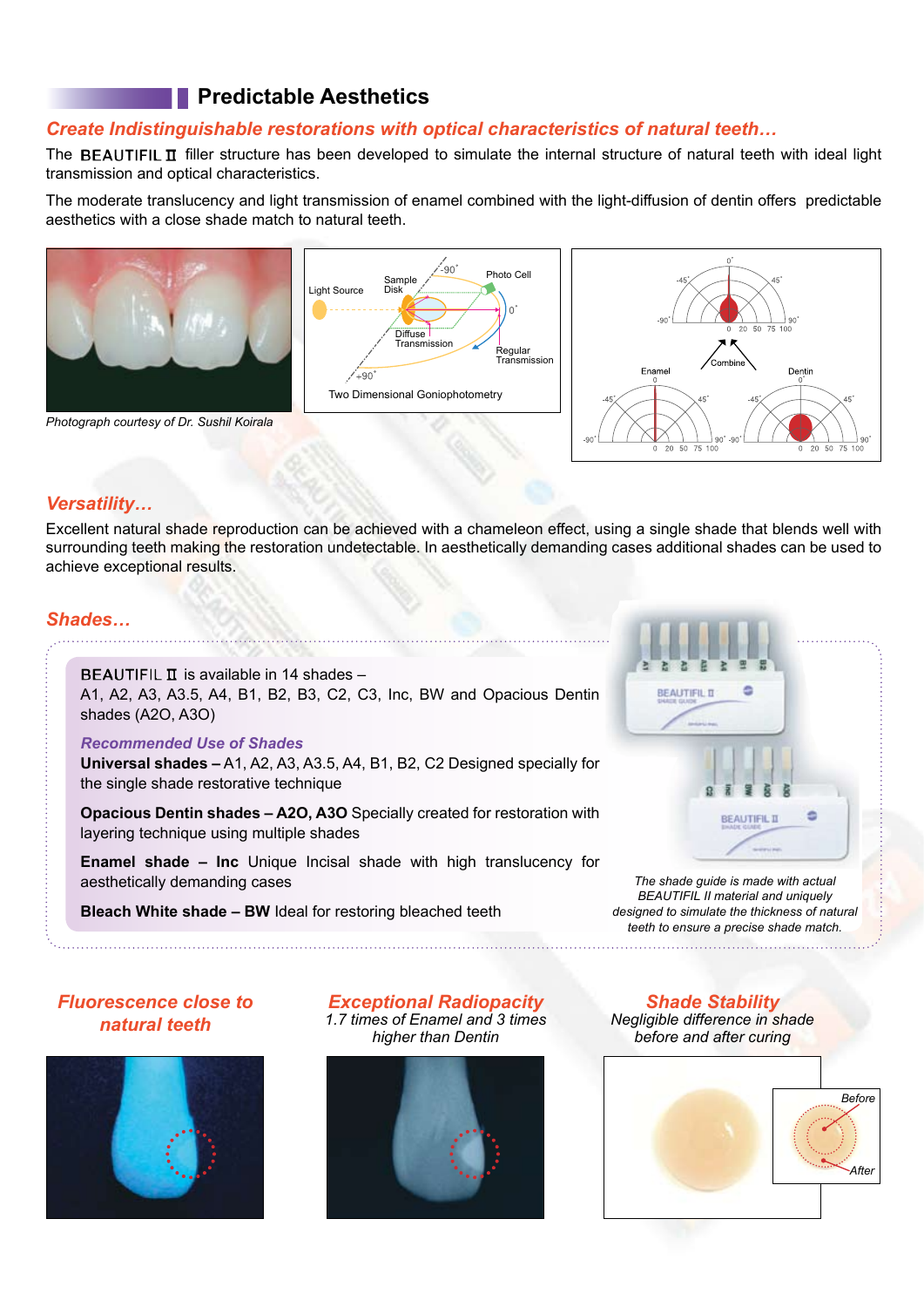## Predictable Aesthetics

### *Create Indistinguishable restorations with optical characteristics of natural teeth…*

The BEAUTIFIL II filler structure has been developed to simulate the internal structure of natural teeth with ideal light transmission and optical characteristics.

The moderate translucency and light transmission of enamel combined with the light-diffusion of dentin offers predictable aesthetics with a close shade match to natural teeth.

*Photograph courtesy of Dr. Sushil Koirala*

Two Dimensional Goniophotometry

### *Versatility…*

Excellent natural shade reproduction can be achieved with a chameleon effect, using a single shade that blends well with surrounding teeth making the restoration undetectable. In aesthetically demanding cases additional shades can be used to achieve exceptional results.

### *Shades…*

BEAUTIFIL II is available in 14 shades –
A1, A2, A3, A3.5, A4, B1, B2, B3, C2, C3, Inc, BW and Opacious Dentin shades (A2O, A3O)

***Recommended Use of Shades***

**Universal shades –** A1, A2, A3, A3.5, A4, B1, B2, C2 Designed specially for the single shade restorative technique

**Opacious Dentin shades – A2O, A3O** Specially created for restoration with layering technique using multiple shades

**Enamel shade – Inc** Unique Incisal shade with high translucency for aesthetically demanding cases

**Bleach White shade – BW** Ideal for restoring bleached teeth

*The shade guide is made with actual BEAUTIFIL II material and uniquely designed to simulate the thickness of natural teeth to ensure a precise shade match.*

### *Fluorescence close to natural teeth*

### *Exceptional Radiopacity*

*1.7 times of Enamel and 3 times higher than Dentin*

### *Shade Stability*

*Negligible difference in shade before and after curing*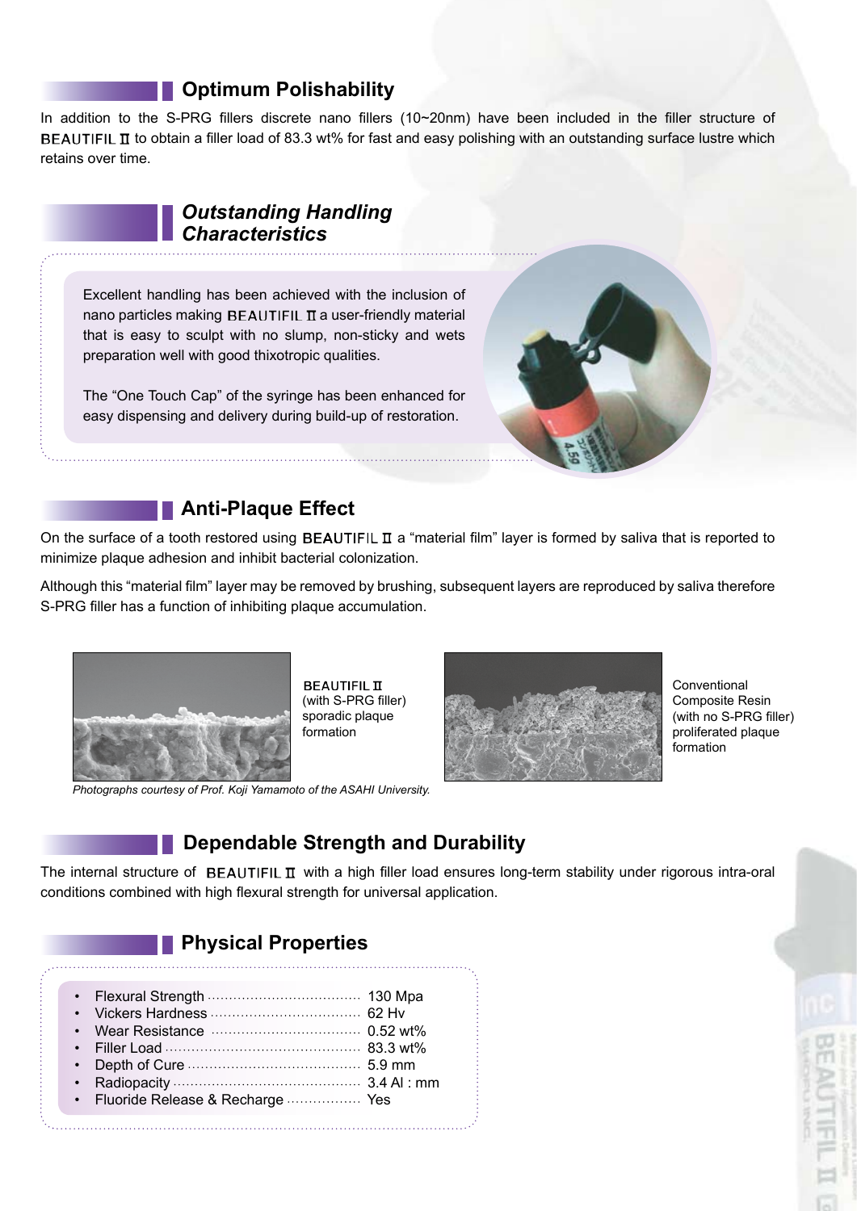## Optimum Polishability

In addition to the S-PRG fillers discrete nano fillers (10~20nm) have been included in the filler structure of BEAUTIFIL II to obtain a filler load of 83.3 wt% for fast and easy polishing with an outstanding surface lustre which retains over time.

## *Outstanding Handling Characteristics*

Excellent handling has been achieved with the inclusion of nano particles making BEAUTIFIL II a user-friendly material that is easy to sculpt with no slump, non-sticky and wets preparation well with good thixotropic qualities.

The "One Touch Cap" of the syringe has been enhanced for easy dispensing and delivery during build-up of restoration.

## Anti-Plaque Effect

On the surface of a tooth restored using BEAUTIFIL II a "material film" layer is formed by saliva that is reported to minimize plaque adhesion and inhibit bacterial colonization.

Although this "material film" layer may be removed by brushing, subsequent layers are reproduced by saliva therefore S-PRG filler has a function of inhibiting plaque accumulation.

BEAUTIFIL II (with S-PRG filler) sporadic plaque formation

Conventional Composite Resin (with no S-PRG filler) proliferated plaque formation

*Photographs courtesy of Prof. Koji Yamamoto of the ASAHI University.*

## Dependable Strength and Durability

The internal structure of BEAUTIFIL II with a high filler load ensures long-term stability under rigorous intra-oral conditions combined with high flexural strength for universal application.

## Physical Properties

- Flexural Strength .................................. 130 Mpa
- Vickers Hardness .................................. 62 Hv
- Wear Resistance .................................. 0.52 wt%
- Filler Load .................................. 83.3 wt%
- Depth of Cure .................................. 5.9 mm
- Radiopacity .................................. 3.4 Al : mm
- Fluoride Release & Recharge .................. Yes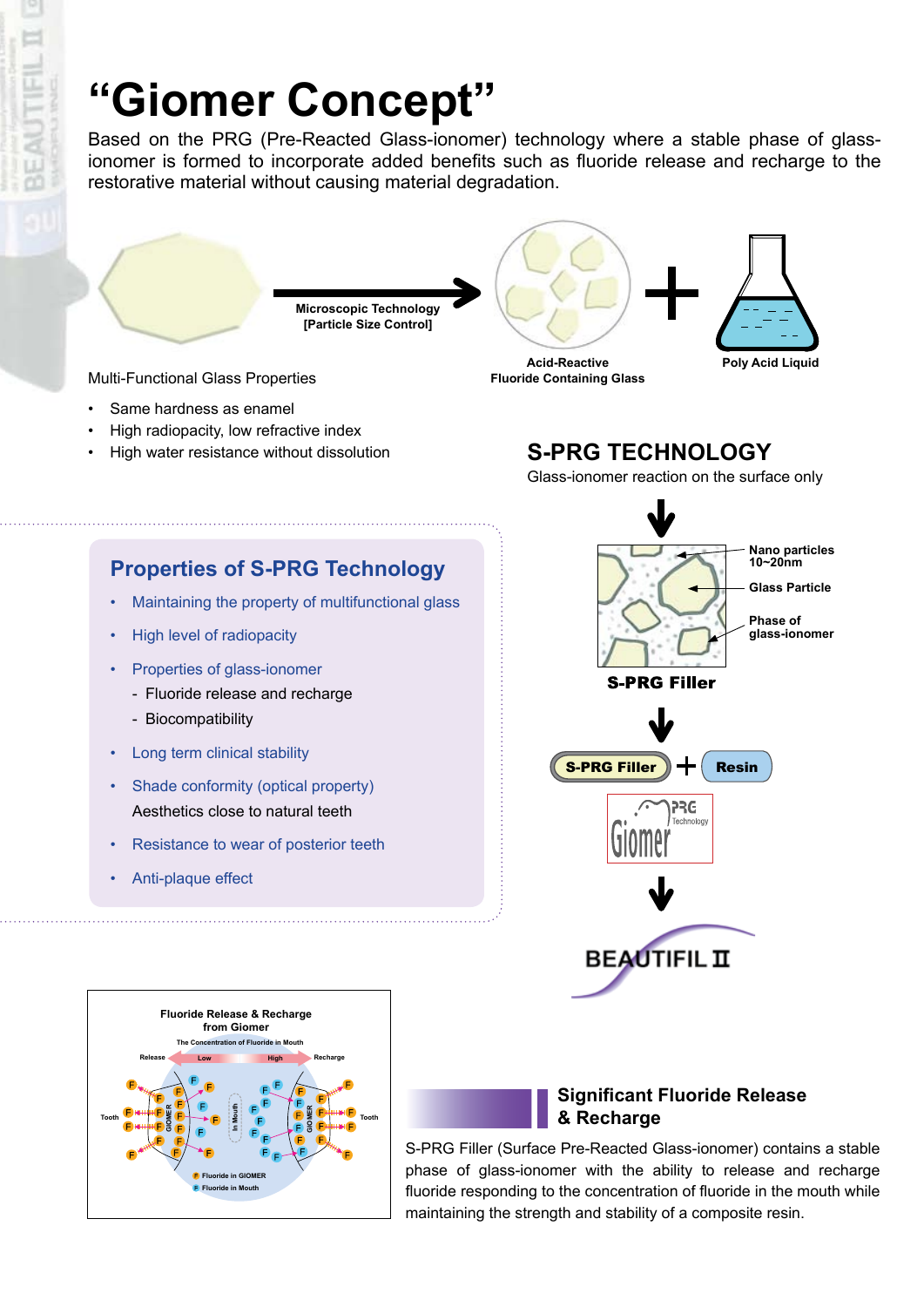# "Giomer Concept"

Based on the PRG (Pre-Reacted Glass-ionomer) technology where a stable phase of glass-ionomer is formed to incorporate added benefits such as fluoride release and recharge to the restorative material without causing material degradation.

Microscopic Technology
[Particle Size Control]

Acid-Reactive Fluoride Containing Glass

Poly Acid Liquid

Multi-Functional Glass Properties

- Same hardness as enamel
- High radiopacity, low refractive index
- High water resistance without dissolution

## S-PRG TECHNOLOGY

Glass-ionomer reaction on the surface only

Nano particles 10~20nm

Glass Particle

Phase of glass-ionomer

**S-PRG Filler**

**S-PRG Filler** + **Resin**

Giomer PRG Technology

BEAUTIFIL II

## Properties of S-PRG Technology

- Maintaining the property of multifunctional glass
- High level of radiopacity
- Properties of glass-ionomer
  - Fluoride release and recharge
  - Biocompatibility
- Long term clinical stability
- Shade conformity (optical property)
  Aesthetics close to natural teeth
- Resistance to wear of posterior teeth
- Anti-plaque effect

Fluoride Release & Recharge from Giomer

The Concentration of Fluoride in Mouth

Release Low High Recharge

Tooth GIOMER In Mouth GIOMER Tooth

F Fluoride in GIOMER

F Fluoride in Mouth

## Significant Fluoride Release & Recharge

S-PRG Filler (Surface Pre-Reacted Glass-ionomer) contains a stable phase of glass-ionomer with the ability to release and recharge fluoride responding to the concentration of fluoride in the mouth while maintaining the strength and stability of a composite resin.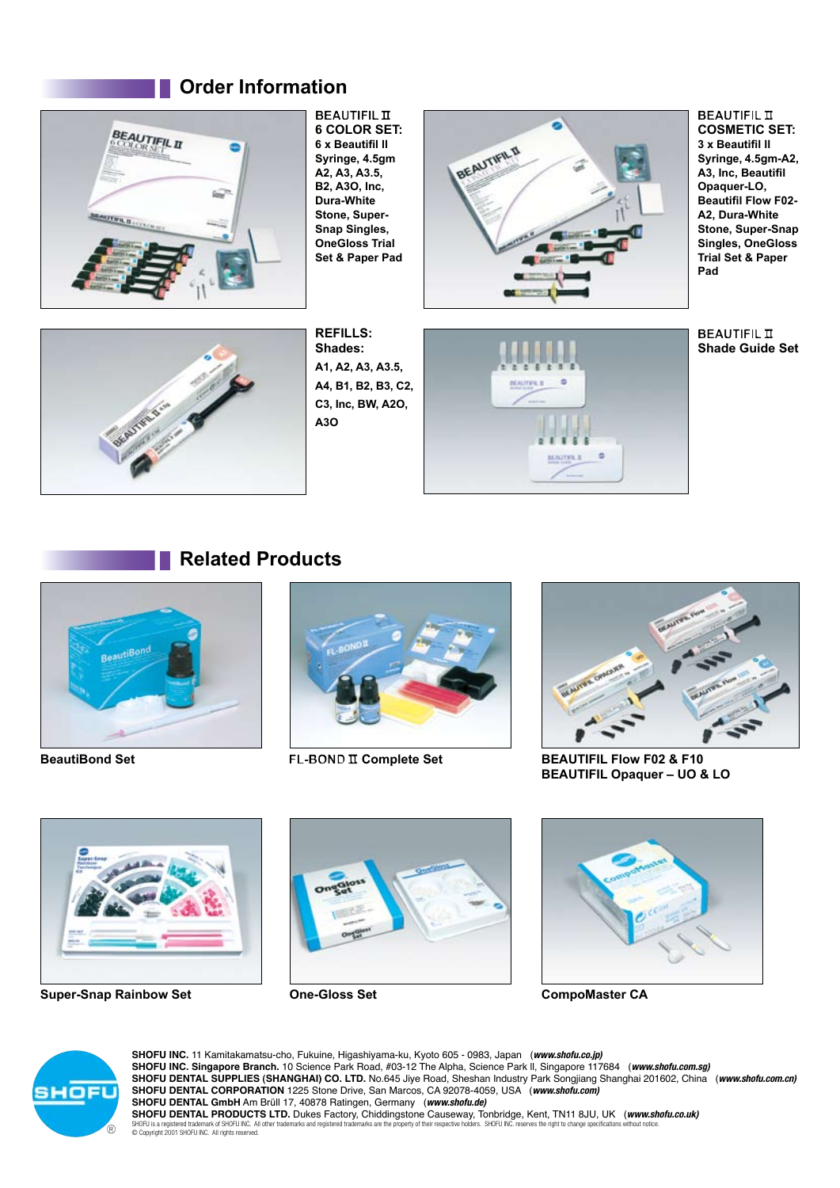## Order Information

**BEAUTIFIL II 6 COLOR SET:**
6 x Beautifil II Syringe, 4.5gm A2, A3, A3.5, B2, A3O, Inc, Dura-White Stone, Super-Snap Singles, OneGloss Trial Set & Paper Pad

**BEAUTIFIL II COSMETIC SET:**
3 x Beautifil II Syringe, 4.5gm-A2, A3, Inc, Beautifil Opaquer-LO, Beautifil Flow F02-A2, Dura-White Stone, Super-Snap Singles, OneGloss Trial Set & Paper Pad

**REFILLS:**
**Shades:**
A1, A2, A3, A3.5, A4, B1, B2, B3, C2, C3, Inc, BW, A2O, A3O

**BEAUTIFIL II Shade Guide Set**

## Related Products

**BeautiBond Set**

**FL-BOND II Complete Set**

**BEAUTIFIL Flow F02 & F10**
**BEAUTIFIL Opaquer – UO & LO**

**Super-Snap Rainbow Set**

**One-Gloss Set**

**CompoMaster CA**

**SHOFU INC.** 11 Kamitakamatsu-cho, Fukuine, Higashiyama-ku, Kyoto 605 - 0983, Japan (*www.shofu.co.jp*)
**SHOFU INC. Singapore Branch.** 10 Science Park Road, #03-12 The Alpha, Science Park II, Singapore 117684 (*www.shofu.com.sg*)
**SHOFU DENTAL SUPPLIES (SHANGHAI) CO. LTD.** No.645 Jiye Road, Sheshan Industry Park Songjiang Shanghai 201602, China (*www.shofu.com.cn*)
**SHOFU DENTAL CORPORATION** 1225 Stone Drive, San Marcos, CA 92078-4059, USA (*www.shofu.com*)
**SHOFU DENTAL GmbH** Am Brüll 17, 40878 Ratingen, Germany (*www.shofu.de*)
**SHOFU DENTAL PRODUCTS LTD.** Dukes Factory, Chiddingstone Causeway, Tonbridge, Kent, TN11 8JU, UK (*www.shofu.co.uk*)

SHOFU is a registered trademark of SHOFU INC. All other trademarks and registered trademarks are the property of their respective holders. SHOFU INC. reserves the right to change specifications without notice.
© Copyright 2001 SHOFU INC. All rights reserved.